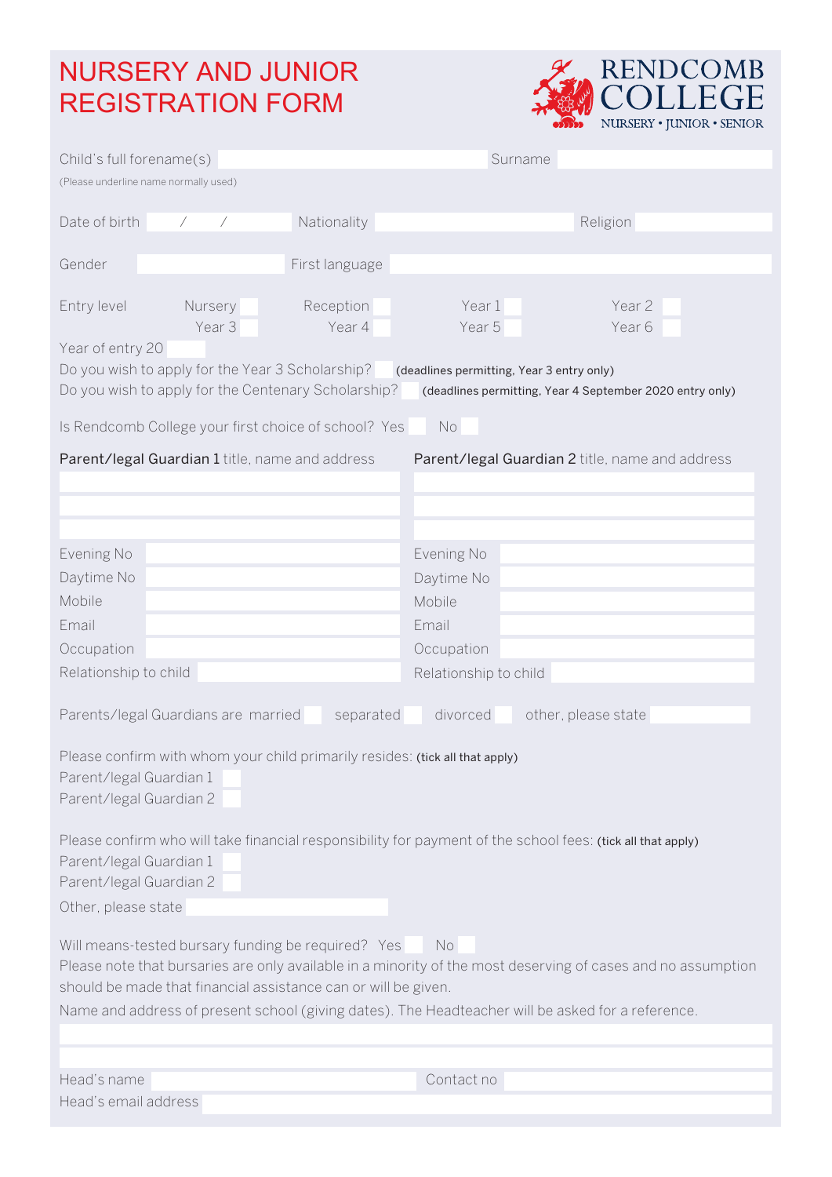# NURSERY AND JUNIOR REGISTRATION FORM

RENDCOMB COLLEGE
NURSERY • JUNIOR • SENIOR

Child's full forename(s) ____________ Surname ____________
(Please underline name normally used)

Date of birth ___ / ___ / ___ Nationality ____________ Religion ____________

Gender ____________ First language ____________

Entry level Nursery ☐ Reception ☐ Year 1 ☐ Year 2 ☐
Year 3 ☐ Year 4 ☐ Year 5 ☐ Year 6 ☐

Year of entry 20 ____

Do you wish to apply for the Year 3 Scholarship? ☐ (deadlines permitting, Year 3 entry only)

Do you wish to apply for the Centenary Scholarship? ☐ (deadlines permitting, Year 4 September 2020 entry only)

Is Rendcomb College your first choice of school? Yes ☐ No ☐

| **Parent/legal Guardian 1** title, name and address | **Parent/legal Guardian 2** title, name and address |
|---|---|
| | |
| | |
| | |
| Evening No | Evening No |
| Daytime No | Daytime No |
| Mobile | Mobile |
| Email | Email |
| Occupation | Occupation |
| Relationship to child | Relationship to child |

Parents/legal Guardians are married ☐ separated ☐ divorced ☐ other, please state ____________

Please confirm with whom your child primarily resides: (tick all that apply)

Parent/legal Guardian 1 ☐

Parent/legal Guardian 2 ☐

Please confirm who will take financial responsibility for payment of the school fees: (tick all that apply)

Parent/legal Guardian 1 ☐

Parent/legal Guardian 2 ☐

Other, please state ____________

Will means-tested bursary funding be required? Yes ☐ No ☐

Please note that bursaries are only available in a minority of the most deserving of cases and no assumption should be made that financial assistance can or will be given.

Name and address of present school (giving dates). The Headteacher will be asked for a reference.

____________

____________

Head's name ____________ Contact no ____________

Head's email address ____________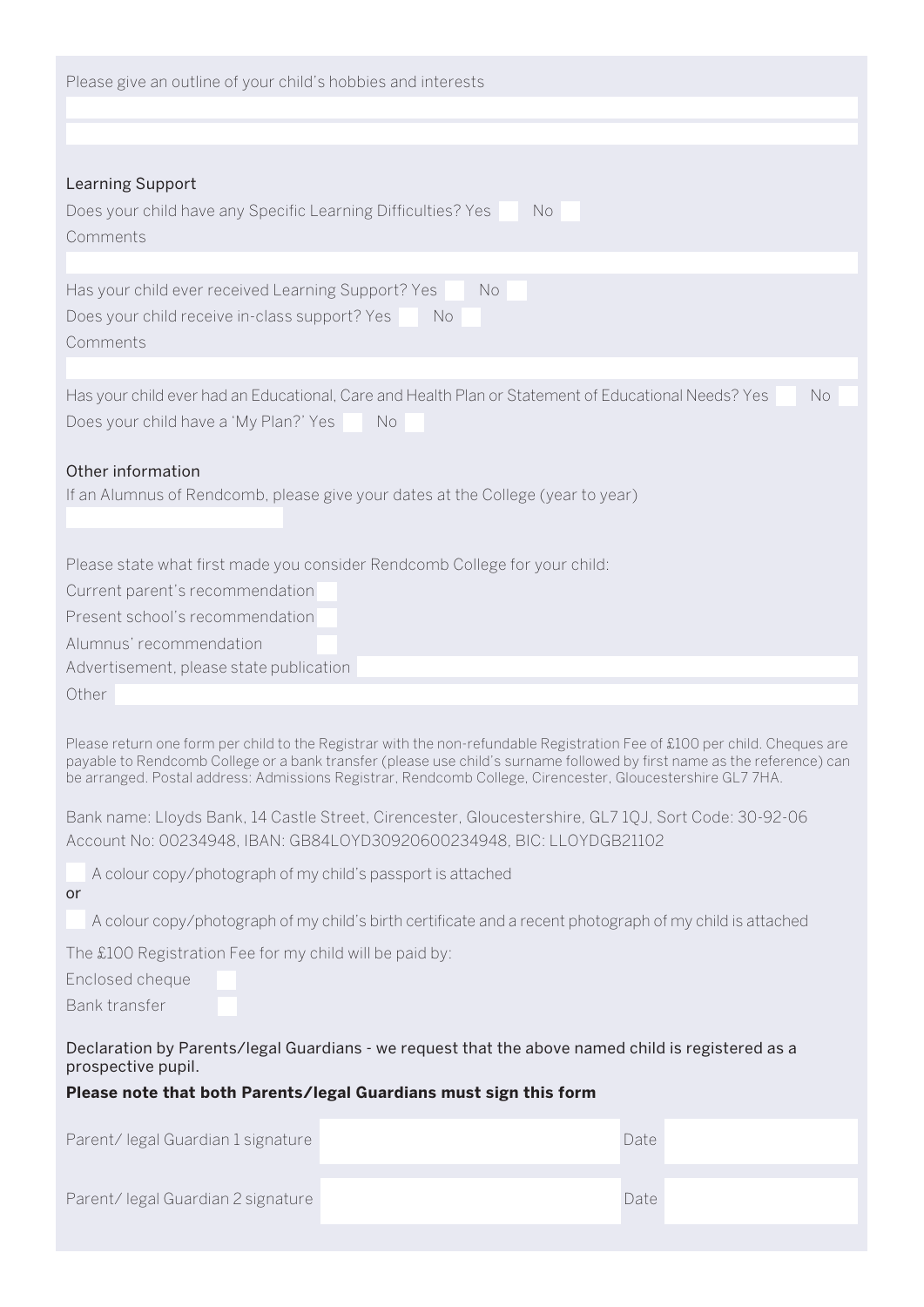Please give an outline of your child's hobbies and interests

## Learning Support

Does your child have any Specific Learning Difficulties? Yes No

Comments

Has your child ever received Learning Support? Yes No

Does your child receive in-class support? Yes No

Comments

Has your child ever had an Educational, Care and Health Plan or Statement of Educational Needs? Yes No

Does your child have a 'My Plan?' Yes No

## Other information

If an Alumnus of Rendcomb, please give your dates at the College (year to year)

Please state what first made you consider Rendcomb College for your child:

Current parent's recommendation

Present school's recommendation

Alumnus' recommendation

Advertisement, please state publication

Other

Please return one form per child to the Registrar with the non-refundable Registration Fee of £100 per child. Cheques are payable to Rendcomb College or a bank transfer (please use child's surname followed by first name as the reference) can be arranged. Postal address: Admissions Registrar, Rendcomb College, Cirencester, Gloucestershire GL7 7HA.

Bank name: Lloyds Bank, 14 Castle Street, Cirencester, Gloucestershire, GL7 1QJ, Sort Code: 30-92-06
Account No: 00234948, IBAN: GB84LOYD30920600234948, BIC: LLOYDGB21102

A colour copy/photograph of my child's passport is attached

or

A colour copy/photograph of my child's birth certificate and a recent photograph of my child is attached

The £100 Registration Fee for my child will be paid by:

Enclosed cheque

Bank transfer

Declaration by Parents/legal Guardians - we request that the above named child is registered as a prospective pupil.

**Please note that both Parents/legal Guardians must sign this form**

Parent/ legal Guardian 1 signature Date

Parent/ legal Guardian 2 signature Date